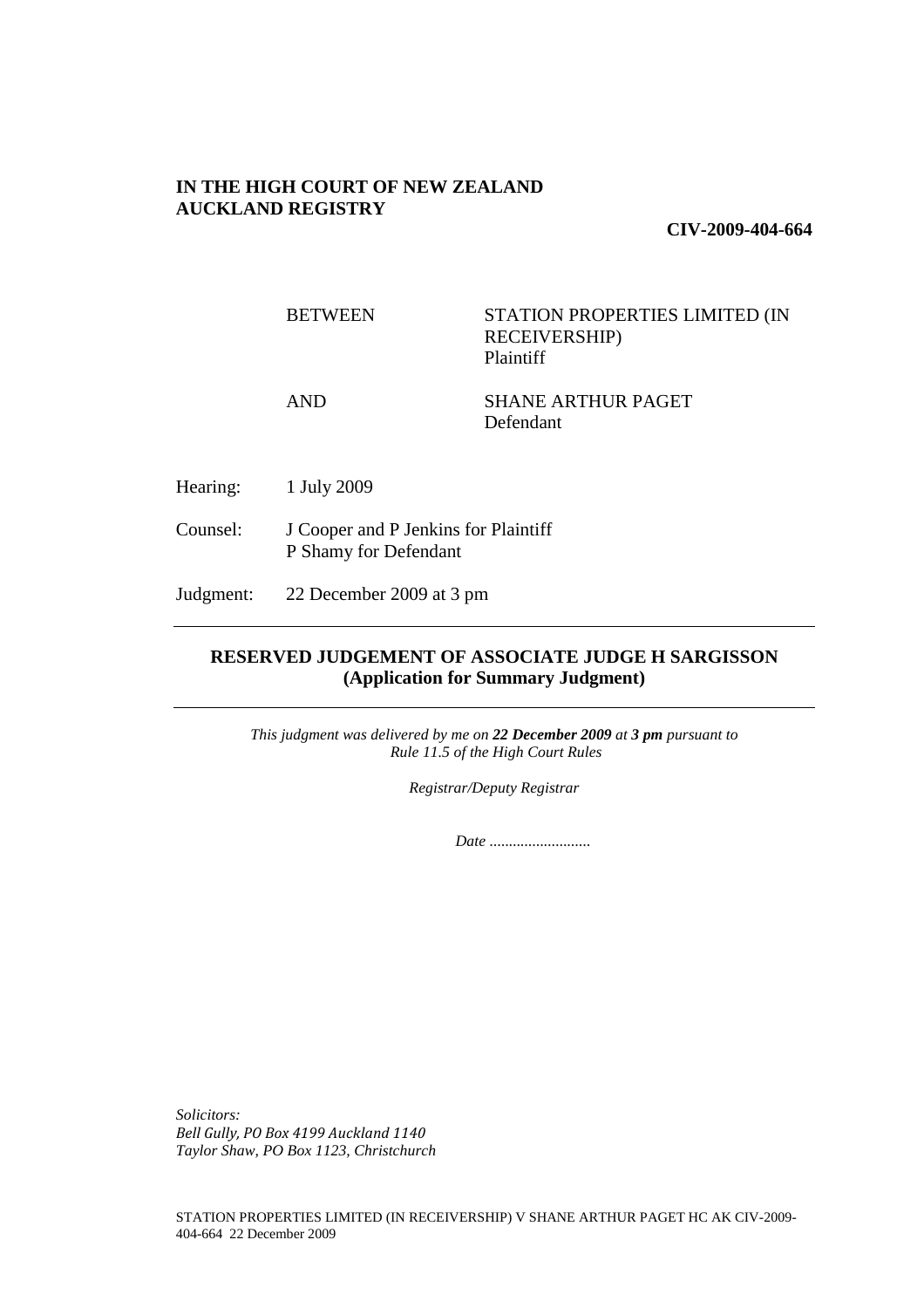**IN THE HIGH COURT OF NEW ZEALAND**
**AUCKLAND REGISTRY**

**CIV-2009-404-664**

| | |
|---|---|
| BETWEEN | STATION PROPERTIES LIMITED (IN RECEIVERSHIP)<br>Plaintiff |
| AND | SHANE ARTHUR PAGET<br>Defendant |

Hearing: 1 July 2009

Counsel: J Cooper and P Jenkins for Plaintiff
P Shamy for Defendant

Judgment: 22 December 2009 at 3 pm

---

## RESERVED JUDGEMENT OF ASSOCIATE JUDGE H SARGISSON (Application for Summary Judgment)

---

*This judgment was delivered by me on **22 December 2009** at **3 pm** pursuant to Rule 11.5 of the High Court Rules*

*Registrar/Deputy Registrar*

*Date ..........................*

*Solicitors:*
*Bell Gully, PO Box 4199 Auckland 1140*
*Taylor Shaw, PO Box 1123, Christchurch*

STATION PROPERTIES LIMITED (IN RECEIVERSHIP) V SHANE ARTHUR PAGET HC AK CIV-2009-404-664 22 December 2009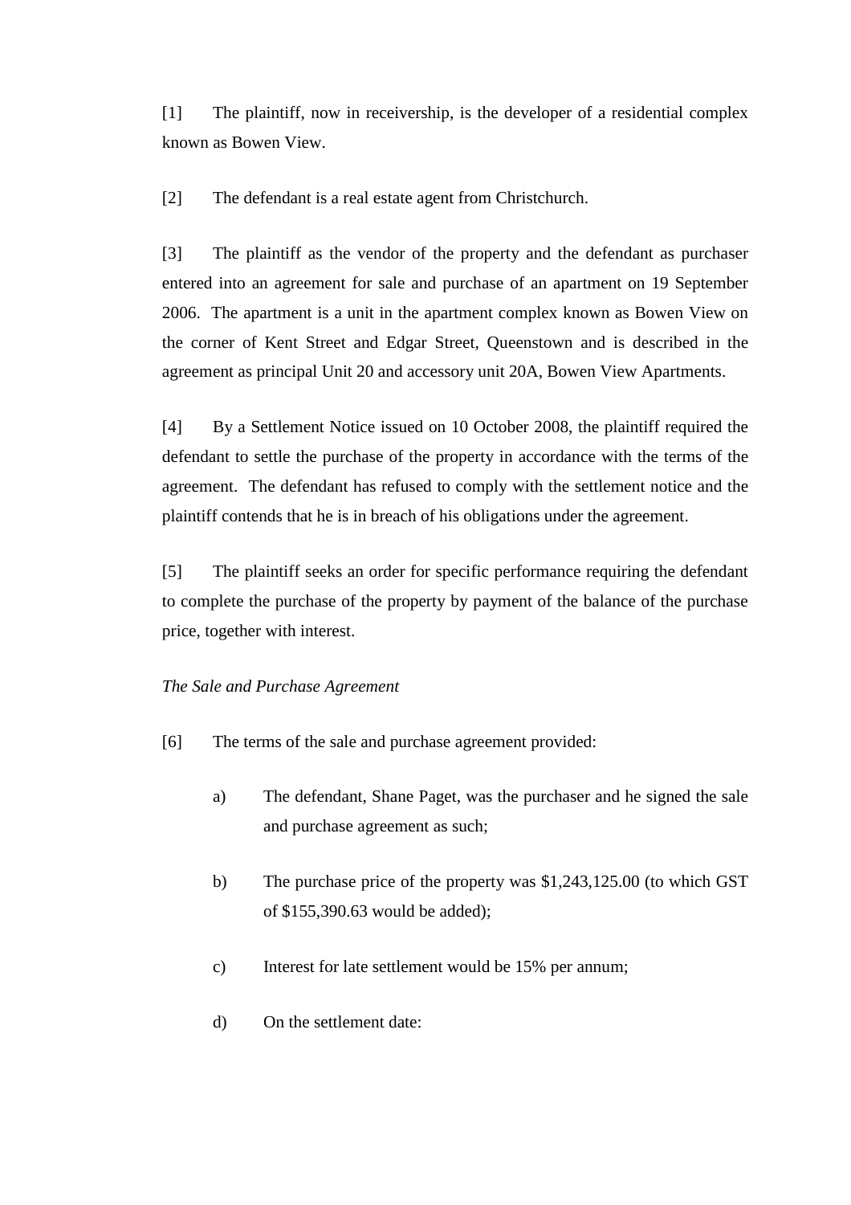[1] The plaintiff, now in receivership, is the developer of a residential complex known as Bowen View.

[2] The defendant is a real estate agent from Christchurch.

[3] The plaintiff as the vendor of the property and the defendant as purchaser entered into an agreement for sale and purchase of an apartment on 19 September 2006. The apartment is a unit in the apartment complex known as Bowen View on the corner of Kent Street and Edgar Street, Queenstown and is described in the agreement as principal Unit 20 and accessory unit 20A, Bowen View Apartments.

[4] By a Settlement Notice issued on 10 October 2008, the plaintiff required the defendant to settle the purchase of the property in accordance with the terms of the agreement. The defendant has refused to comply with the settlement notice and the plaintiff contends that he is in breach of his obligations under the agreement.

[5] The plaintiff seeks an order for specific performance requiring the defendant to complete the purchase of the property by payment of the balance of the purchase price, together with interest.

*The Sale and Purchase Agreement*

[6] The terms of the sale and purchase agreement provided:

a) The defendant, Shane Paget, was the purchaser and he signed the sale and purchase agreement as such;

b) The purchase price of the property was $1,243,125.00 (to which GST of $155,390.63 would be added);

c) Interest for late settlement would be 15% per annum;

d) On the settlement date: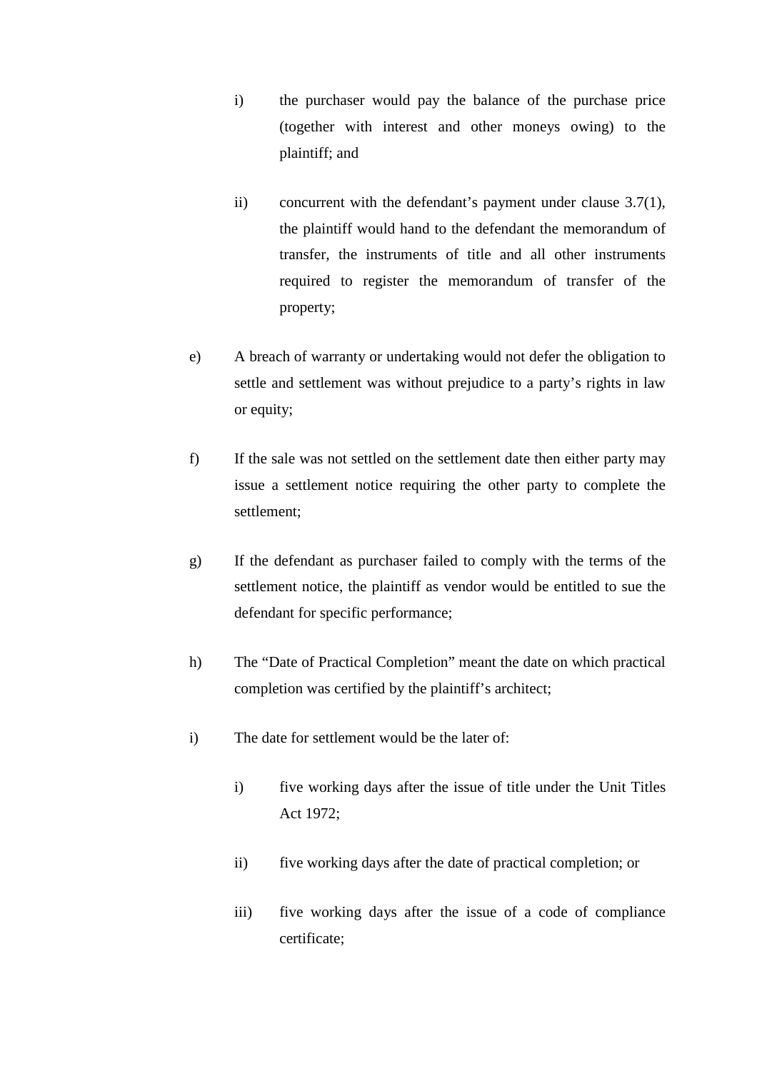i) the purchaser would pay the balance of the purchase price (together with interest and other moneys owing) to the plaintiff; and

ii) concurrent with the defendant's payment under clause 3.7(1), the plaintiff would hand to the defendant the memorandum of transfer, the instruments of title and all other instruments required to register the memorandum of transfer of the property;

e) A breach of warranty or undertaking would not defer the obligation to settle and settlement was without prejudice to a party's rights in law or equity;

f) If the sale was not settled on the settlement date then either party may issue a settlement notice requiring the other party to complete the settlement;

g) If the defendant as purchaser failed to comply with the terms of the settlement notice, the plaintiff as vendor would be entitled to sue the defendant for specific performance;

h) The "Date of Practical Completion" meant the date on which practical completion was certified by the plaintiff's architect;

i) The date for settlement would be the later of:

   i) five working days after the issue of title under the Unit Titles Act 1972;

   ii) five working days after the date of practical completion; or

   iii) five working days after the issue of a code of compliance certificate;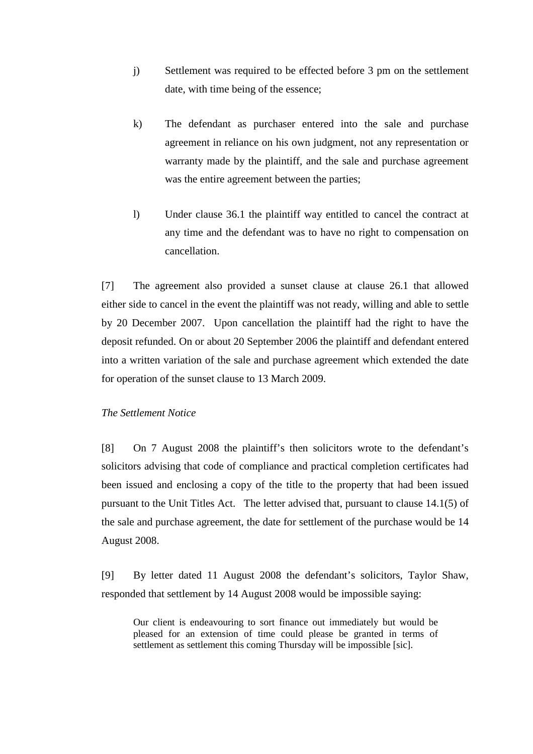j) Settlement was required to be effected before 3 pm on the settlement date, with time being of the essence;

k) The defendant as purchaser entered into the sale and purchase agreement in reliance on his own judgment, not any representation or warranty made by the plaintiff, and the sale and purchase agreement was the entire agreement between the parties;

l) Under clause 36.1 the plaintiff way entitled to cancel the contract at any time and the defendant was to have no right to compensation on cancellation.

[7] The agreement also provided a sunset clause at clause 26.1 that allowed either side to cancel in the event the plaintiff was not ready, willing and able to settle by 20 December 2007. Upon cancellation the plaintiff had the right to have the deposit refunded. On or about 20 September 2006 the plaintiff and defendant entered into a written variation of the sale and purchase agreement which extended the date for operation of the sunset clause to 13 March 2009.

*The Settlement Notice*

[8] On 7 August 2008 the plaintiff's then solicitors wrote to the defendant's solicitors advising that code of compliance and practical completion certificates had been issued and enclosing a copy of the title to the property that had been issued pursuant to the Unit Titles Act. The letter advised that, pursuant to clause 14.1(5) of the sale and purchase agreement, the date for settlement of the purchase would be 14 August 2008.

[9] By letter dated 11 August 2008 the defendant's solicitors, Taylor Shaw, responded that settlement by 14 August 2008 would be impossible saying:

> Our client is endeavouring to sort finance out immediately but would be pleased for an extension of time could please be granted in terms of settlement as settlement this coming Thursday will be impossible [sic].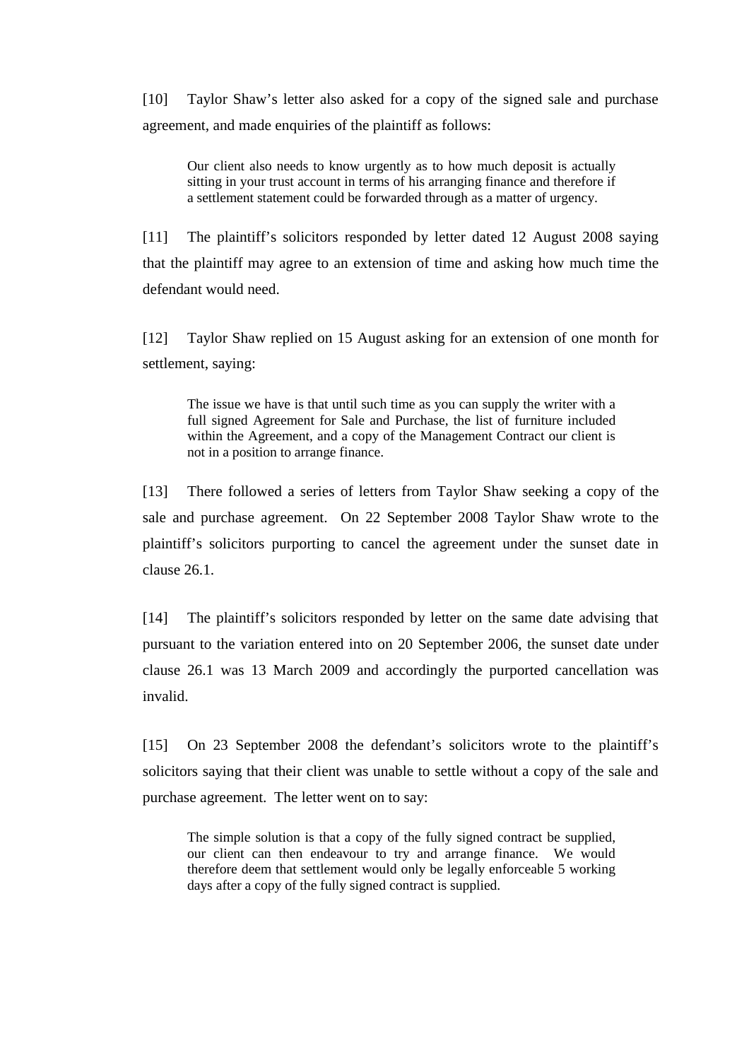[10] Taylor Shaw's letter also asked for a copy of the signed sale and purchase agreement, and made enquiries of the plaintiff as follows:

> Our client also needs to know urgently as to how much deposit is actually sitting in your trust account in terms of his arranging finance and therefore if a settlement statement could be forwarded through as a matter of urgency.

[11] The plaintiff's solicitors responded by letter dated 12 August 2008 saying that the plaintiff may agree to an extension of time and asking how much time the defendant would need.

[12] Taylor Shaw replied on 15 August asking for an extension of one month for settlement, saying:

> The issue we have is that until such time as you can supply the writer with a full signed Agreement for Sale and Purchase, the list of furniture included within the Agreement, and a copy of the Management Contract our client is not in a position to arrange finance.

[13] There followed a series of letters from Taylor Shaw seeking a copy of the sale and purchase agreement. On 22 September 2008 Taylor Shaw wrote to the plaintiff's solicitors purporting to cancel the agreement under the sunset date in clause 26.1.

[14] The plaintiff's solicitors responded by letter on the same date advising that pursuant to the variation entered into on 20 September 2006, the sunset date under clause 26.1 was 13 March 2009 and accordingly the purported cancellation was invalid.

[15] On 23 September 2008 the defendant's solicitors wrote to the plaintiff's solicitors saying that their client was unable to settle without a copy of the sale and purchase agreement. The letter went on to say:

> The simple solution is that a copy of the fully signed contract be supplied, our client can then endeavour to try and arrange finance. We would therefore deem that settlement would only be legally enforceable 5 working days after a copy of the fully signed contract is supplied.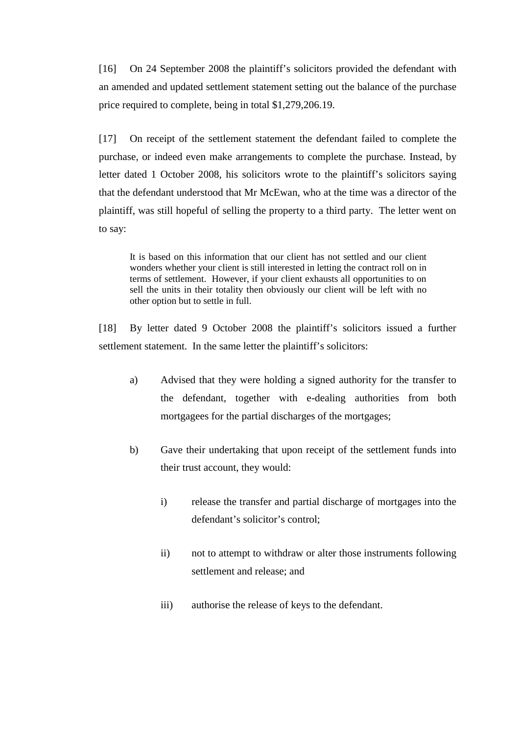[16] On 24 September 2008 the plaintiff's solicitors provided the defendant with an amended and updated settlement statement setting out the balance of the purchase price required to complete, being in total $1,279,206.19.

[17] On receipt of the settlement statement the defendant failed to complete the purchase, or indeed even make arrangements to complete the purchase. Instead, by letter dated 1 October 2008, his solicitors wrote to the plaintiff's solicitors saying that the defendant understood that Mr McEwan, who at the time was a director of the plaintiff, was still hopeful of selling the property to a third party. The letter went on to say:

> It is based on this information that our client has not settled and our client wonders whether your client is still interested in letting the contract roll on in terms of settlement. However, if your client exhausts all opportunities to on sell the units in their totality then obviously our client will be left with no other option but to settle in full.

[18] By letter dated 9 October 2008 the plaintiff's solicitors issued a further settlement statement. In the same letter the plaintiff's solicitors:

a) Advised that they were holding a signed authority for the transfer to the defendant, together with e-dealing authorities from both mortgagees for the partial discharges of the mortgages;

b) Gave their undertaking that upon receipt of the settlement funds into their trust account, they would:

   i) release the transfer and partial discharge of mortgages into the defendant's solicitor's control;

   ii) not to attempt to withdraw or alter those instruments following settlement and release; and

   iii) authorise the release of keys to the defendant.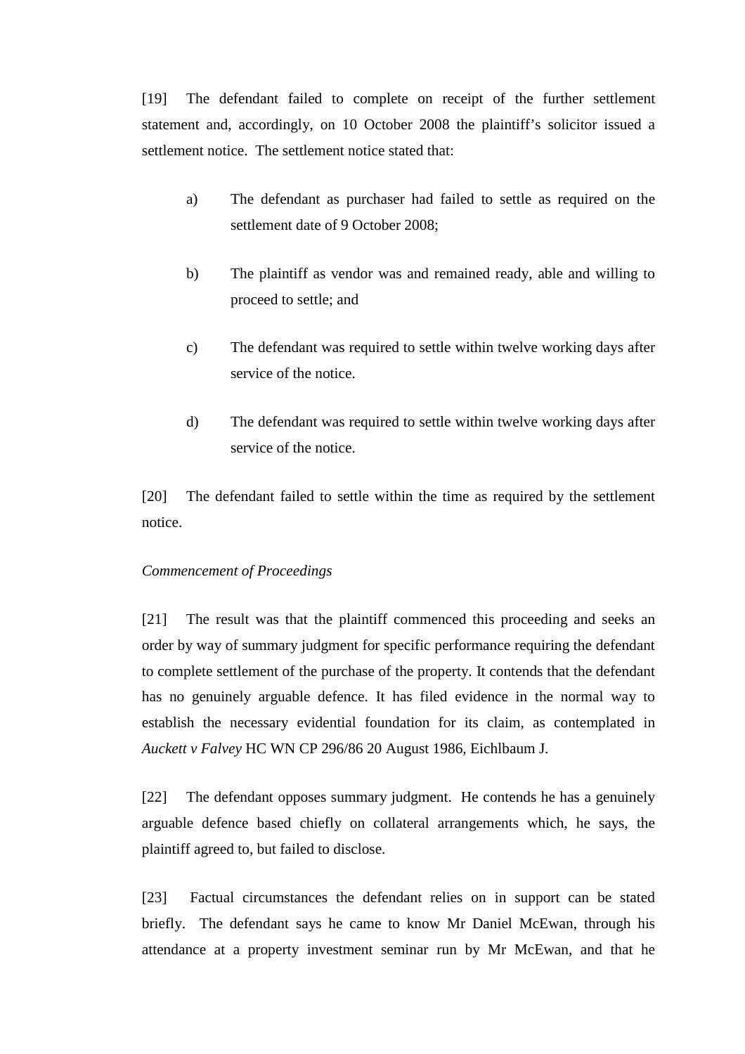[19] The defendant failed to complete on receipt of the further settlement statement and, accordingly, on 10 October 2008 the plaintiff's solicitor issued a settlement notice. The settlement notice stated that:

a) The defendant as purchaser had failed to settle as required on the settlement date of 9 October 2008;

b) The plaintiff as vendor was and remained ready, able and willing to proceed to settle; and

c) The defendant was required to settle within twelve working days after service of the notice.

d) The defendant was required to settle within twelve working days after service of the notice.

[20] The defendant failed to settle within the time as required by the settlement notice.

*Commencement of Proceedings*

[21] The result was that the plaintiff commenced this proceeding and seeks an order by way of summary judgment for specific performance requiring the defendant to complete settlement of the purchase of the property. It contends that the defendant has no genuinely arguable defence. It has filed evidence in the normal way to establish the necessary evidential foundation for its claim, as contemplated in *Auckett v Falvey* HC WN CP 296/86 20 August 1986, Eichlbaum J.

[22] The defendant opposes summary judgment. He contends he has a genuinely arguable defence based chiefly on collateral arrangements which, he says, the plaintiff agreed to, but failed to disclose.

[23] Factual circumstances the defendant relies on in support can be stated briefly. The defendant says he came to know Mr Daniel McEwan, through his attendance at a property investment seminar run by Mr McEwan, and that he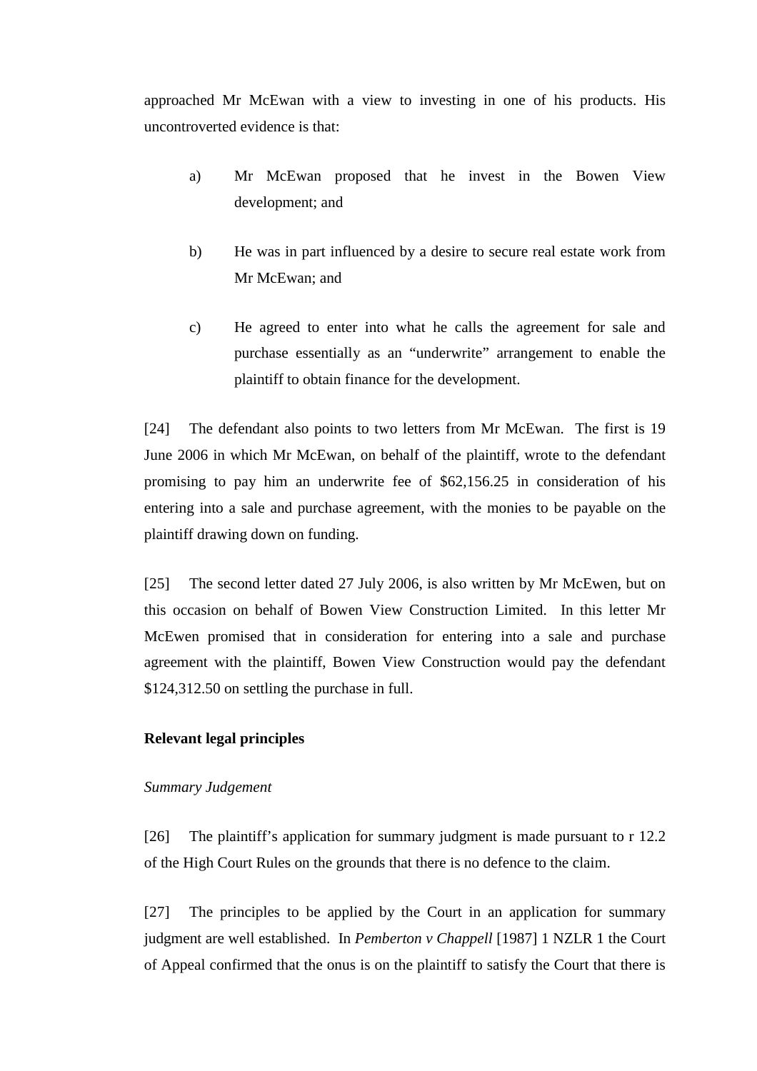approached Mr McEwan with a view to investing in one of his products. His uncontroverted evidence is that:

a) Mr McEwan proposed that he invest in the Bowen View development; and

b) He was in part influenced by a desire to secure real estate work from Mr McEwan; and

c) He agreed to enter into what he calls the agreement for sale and purchase essentially as an "underwrite" arrangement to enable the plaintiff to obtain finance for the development.

[24] The defendant also points to two letters from Mr McEwan. The first is 19 June 2006 in which Mr McEwan, on behalf of the plaintiff, wrote to the defendant promising to pay him an underwrite fee of $62,156.25 in consideration of his entering into a sale and purchase agreement, with the monies to be payable on the plaintiff drawing down on funding.

[25] The second letter dated 27 July 2006, is also written by Mr McEwen, but on this occasion on behalf of Bowen View Construction Limited. In this letter Mr McEwen promised that in consideration for entering into a sale and purchase agreement with the plaintiff, Bowen View Construction would pay the defendant $124,312.50 on settling the purchase in full.

**Relevant legal principles**

*Summary Judgement*

[26] The plaintiff's application for summary judgment is made pursuant to r 12.2 of the High Court Rules on the grounds that there is no defence to the claim.

[27] The principles to be applied by the Court in an application for summary judgment are well established. In *Pemberton v Chappell* [1987] 1 NZLR 1 the Court of Appeal confirmed that the onus is on the plaintiff to satisfy the Court that there is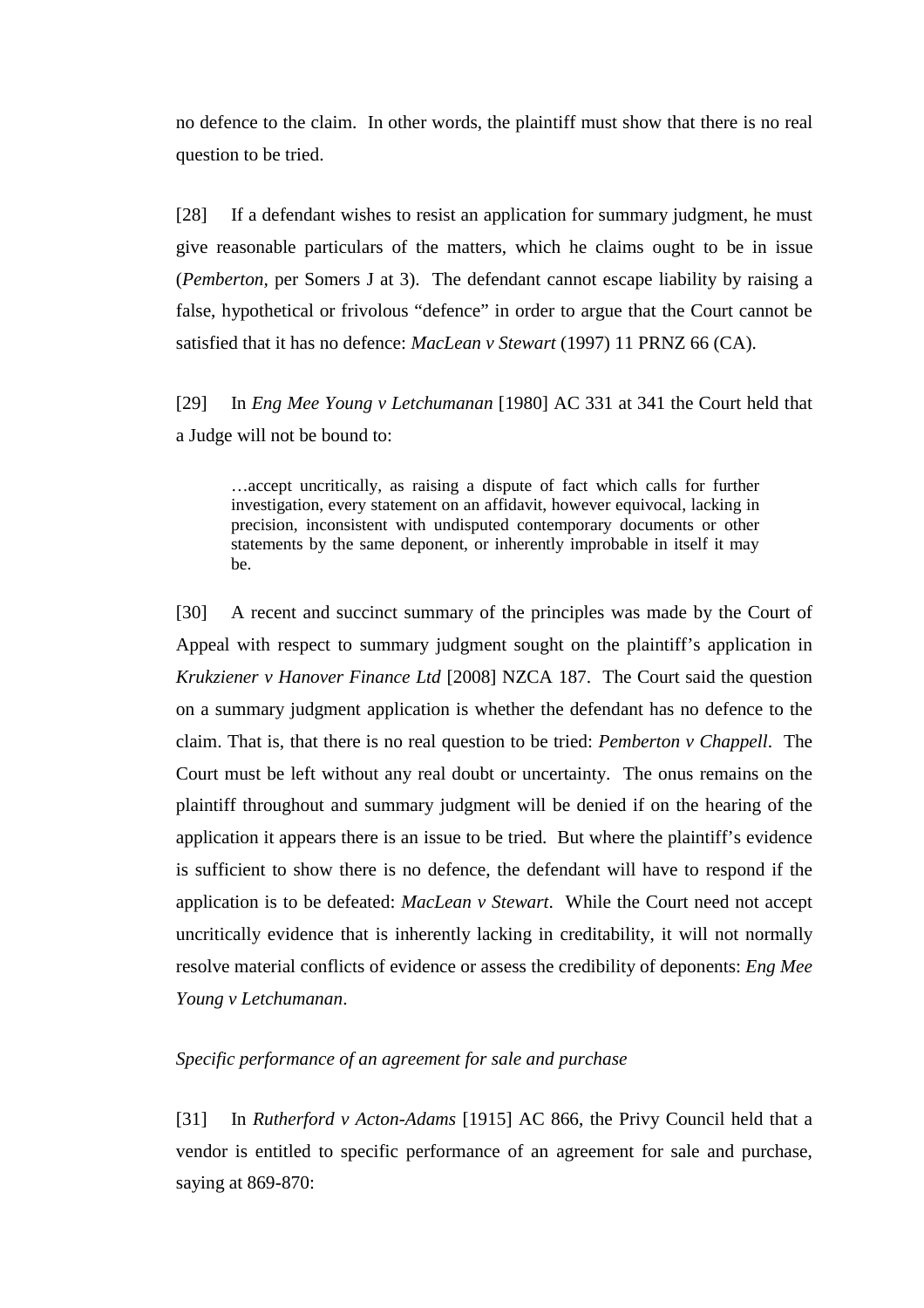no defence to the claim. In other words, the plaintiff must show that there is no real question to be tried.

[28] If a defendant wishes to resist an application for summary judgment, he must give reasonable particulars of the matters, which he claims ought to be in issue (*Pemberton,* per Somers J at 3). The defendant cannot escape liability by raising a false, hypothetical or frivolous "defence" in order to argue that the Court cannot be satisfied that it has no defence: *MacLean v Stewart* (1997) 11 PRNZ 66 (CA).

[29] In *Eng Mee Young v Letchumanan* [1980] AC 331 at 341 the Court held that a Judge will not be bound to:

> …accept uncritically, as raising a dispute of fact which calls for further investigation, every statement on an affidavit, however equivocal, lacking in precision, inconsistent with undisputed contemporary documents or other statements by the same deponent, or inherently improbable in itself it may be.

[30] A recent and succinct summary of the principles was made by the Court of Appeal with respect to summary judgment sought on the plaintiff's application in *Krukziener v Hanover Finance Ltd* [2008] NZCA 187. The Court said the question on a summary judgment application is whether the defendant has no defence to the claim. That is, that there is no real question to be tried: *Pemberton v Chappell*. The Court must be left without any real doubt or uncertainty. The onus remains on the plaintiff throughout and summary judgment will be denied if on the hearing of the application it appears there is an issue to be tried. But where the plaintiff's evidence is sufficient to show there is no defence, the defendant will have to respond if the application is to be defeated: *MacLean v Stewart*. While the Court need not accept uncritically evidence that is inherently lacking in creditability, it will not normally resolve material conflicts of evidence or assess the credibility of deponents: *Eng Mee Young v Letchumanan*.

*Specific performance of an agreement for sale and purchase*

[31] In *Rutherford v Acton-Adams* [1915] AC 866, the Privy Council held that a vendor is entitled to specific performance of an agreement for sale and purchase, saying at 869-870: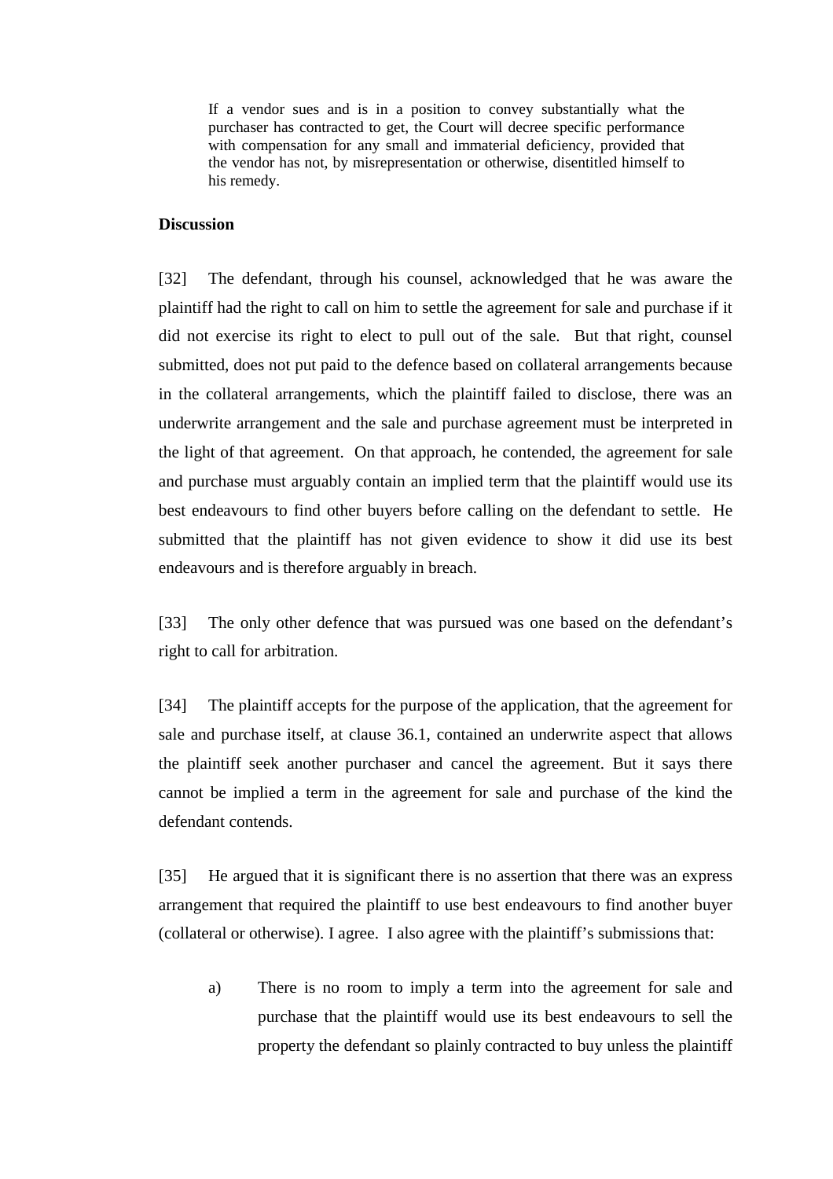> If a vendor sues and is in a position to convey substantially what the purchaser has contracted to get, the Court will decree specific performance with compensation for any small and immaterial deficiency, provided that the vendor has not, by misrepresentation or otherwise, disentitled himself to his remedy.

**Discussion**

[32] The defendant, through his counsel, acknowledged that he was aware the plaintiff had the right to call on him to settle the agreement for sale and purchase if it did not exercise its right to elect to pull out of the sale. But that right, counsel submitted, does not put paid to the defence based on collateral arrangements because in the collateral arrangements, which the plaintiff failed to disclose, there was an underwrite arrangement and the sale and purchase agreement must be interpreted in the light of that agreement. On that approach, he contended, the agreement for sale and purchase must arguably contain an implied term that the plaintiff would use its best endeavours to find other buyers before calling on the defendant to settle. He submitted that the plaintiff has not given evidence to show it did use its best endeavours and is therefore arguably in breach.

[33] The only other defence that was pursued was one based on the defendant's right to call for arbitration.

[34] The plaintiff accepts for the purpose of the application, that the agreement for sale and purchase itself, at clause 36.1, contained an underwrite aspect that allows the plaintiff seek another purchaser and cancel the agreement. But it says there cannot be implied a term in the agreement for sale and purchase of the kind the defendant contends.

[35] He argued that it is significant there is no assertion that there was an express arrangement that required the plaintiff to use best endeavours to find another buyer (collateral or otherwise). I agree. I also agree with the plaintiff's submissions that:

a) There is no room to imply a term into the agreement for sale and purchase that the plaintiff would use its best endeavours to sell the property the defendant so plainly contracted to buy unless the plaintiff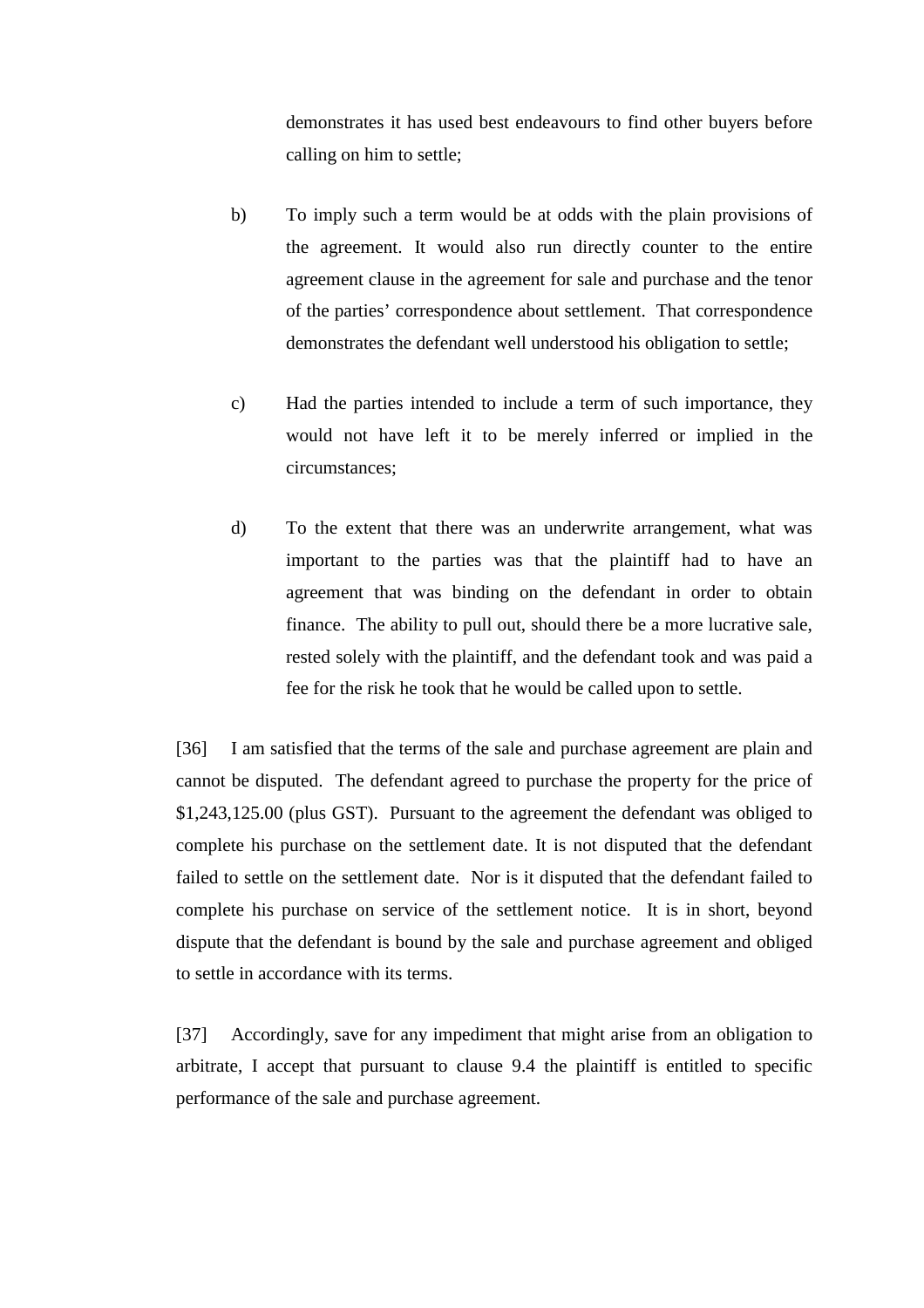demonstrates it has used best endeavours to find other buyers before calling on him to settle;

b) To imply such a term would be at odds with the plain provisions of the agreement. It would also run directly counter to the entire agreement clause in the agreement for sale and purchase and the tenor of the parties' correspondence about settlement. That correspondence demonstrates the defendant well understood his obligation to settle;

c) Had the parties intended to include a term of such importance, they would not have left it to be merely inferred or implied in the circumstances;

d) To the extent that there was an underwrite arrangement, what was important to the parties was that the plaintiff had to have an agreement that was binding on the defendant in order to obtain finance. The ability to pull out, should there be a more lucrative sale, rested solely with the plaintiff, and the defendant took and was paid a fee for the risk he took that he would be called upon to settle.

[36] I am satisfied that the terms of the sale and purchase agreement are plain and cannot be disputed. The defendant agreed to purchase the property for the price of $1,243,125.00 (plus GST). Pursuant to the agreement the defendant was obliged to complete his purchase on the settlement date. It is not disputed that the defendant failed to settle on the settlement date. Nor is it disputed that the defendant failed to complete his purchase on service of the settlement notice. It is in short, beyond dispute that the defendant is bound by the sale and purchase agreement and obliged to settle in accordance with its terms.

[37] Accordingly, save for any impediment that might arise from an obligation to arbitrate, I accept that pursuant to clause 9.4 the plaintiff is entitled to specific performance of the sale and purchase agreement.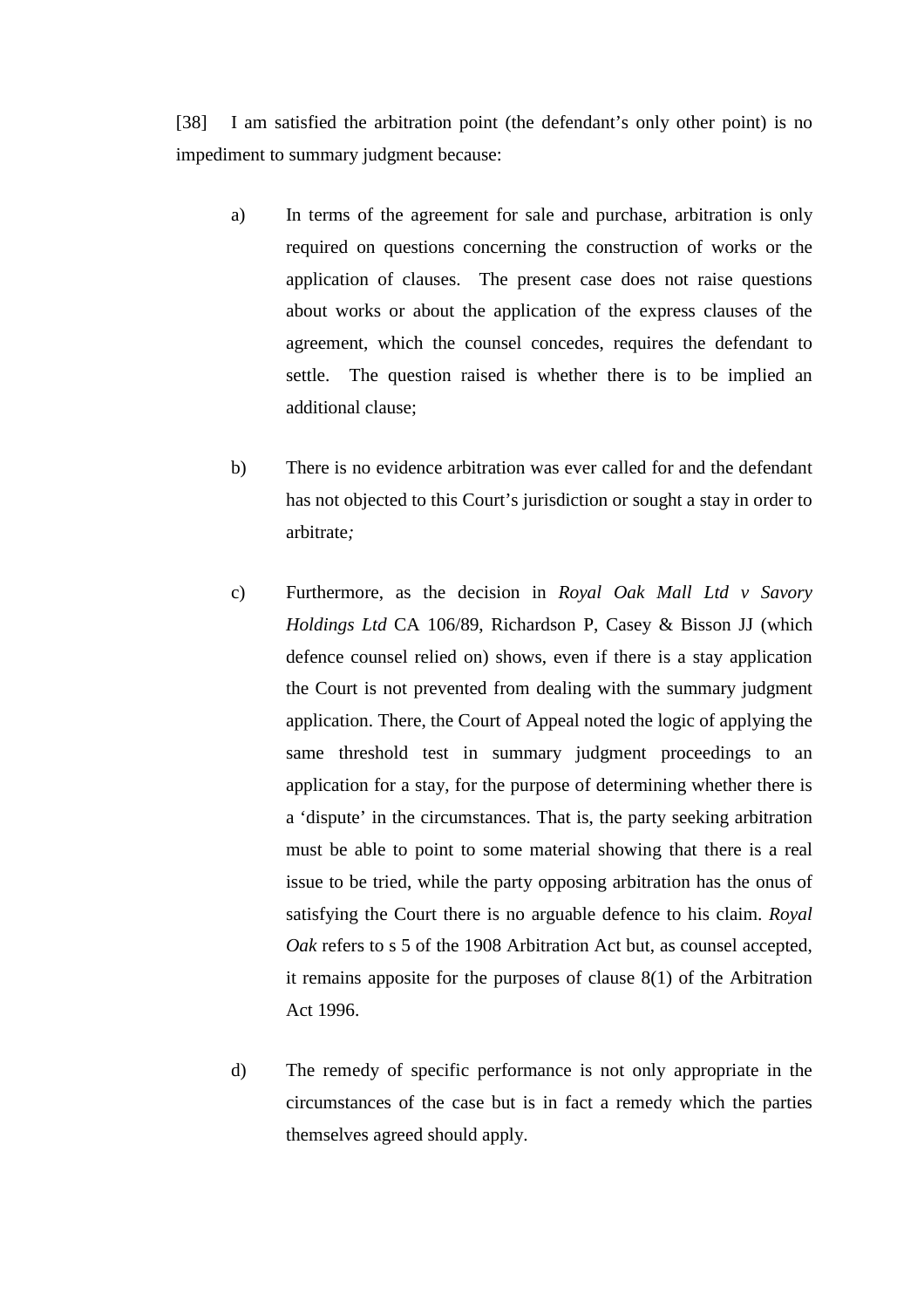[38] I am satisfied the arbitration point (the defendant's only other point) is no impediment to summary judgment because:

a) In terms of the agreement for sale and purchase, arbitration is only required on questions concerning the construction of works or the application of clauses. The present case does not raise questions about works or about the application of the express clauses of the agreement, which the counsel concedes, requires the defendant to settle. The question raised is whether there is to be implied an additional clause;

b) There is no evidence arbitration was ever called for and the defendant has not objected to this Court's jurisdiction or sought a stay in order to arbitrate*;*

c) Furthermore, as the decision in *Royal Oak Mall Ltd v Savory Holdings Ltd* CA 106/89, Richardson P, Casey & Bisson JJ (which defence counsel relied on) shows, even if there is a stay application the Court is not prevented from dealing with the summary judgment application. There, the Court of Appeal noted the logic of applying the same threshold test in summary judgment proceedings to an application for a stay, for the purpose of determining whether there is a 'dispute' in the circumstances. That is, the party seeking arbitration must be able to point to some material showing that there is a real issue to be tried, while the party opposing arbitration has the onus of satisfying the Court there is no arguable defence to his claim. *Royal Oak* refers to s 5 of the 1908 Arbitration Act but, as counsel accepted, it remains apposite for the purposes of clause 8(1) of the Arbitration Act 1996.

d) The remedy of specific performance is not only appropriate in the circumstances of the case but is in fact a remedy which the parties themselves agreed should apply.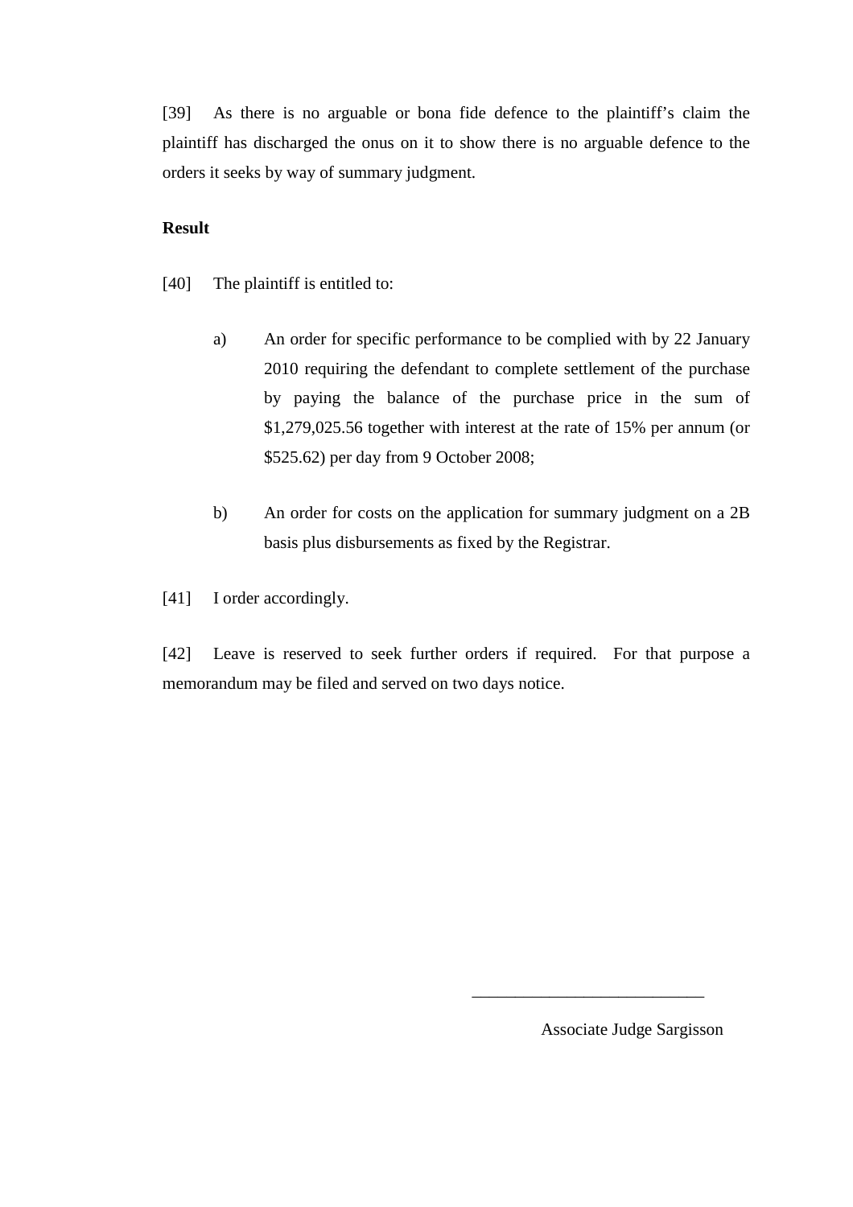[39] As there is no arguable or bona fide defence to the plaintiff's claim the plaintiff has discharged the onus on it to show there is no arguable defence to the orders it seeks by way of summary judgment.

**Result**

[40] The plaintiff is entitled to:

a) An order for specific performance to be complied with by 22 January 2010 requiring the defendant to complete settlement of the purchase by paying the balance of the purchase price in the sum of $1,279,025.56 together with interest at the rate of 15% per annum (or $525.62) per day from 9 October 2008;

b) An order for costs on the application for summary judgment on a 2B basis plus disbursements as fixed by the Registrar.

[41] I order accordingly.

[42] Leave is reserved to seek further orders if required. For that purpose a memorandum may be filed and served on two days notice.

___________________________

Associate Judge Sargisson